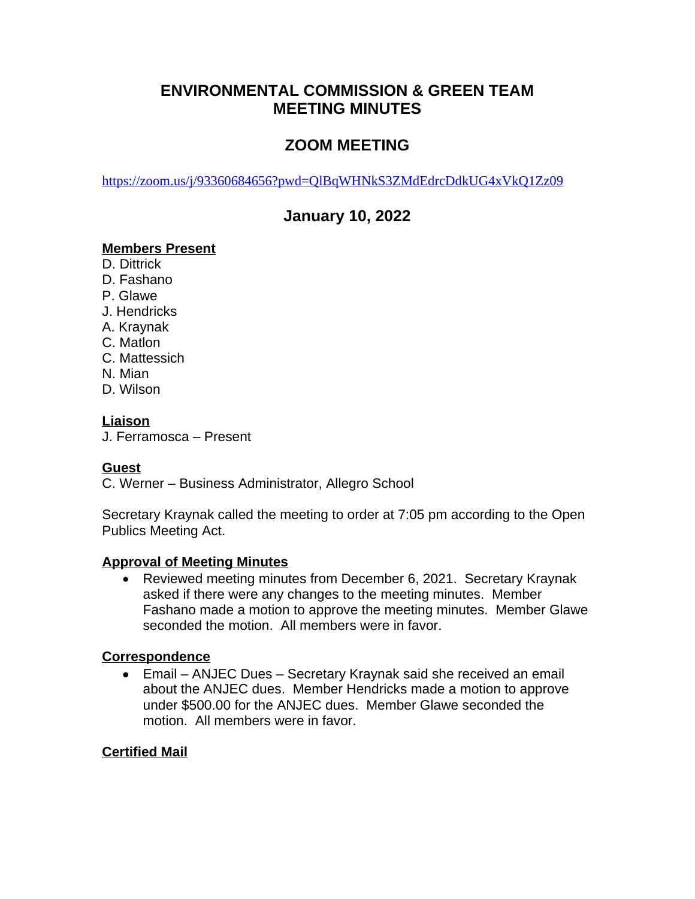# ENVIRONMENTAL COMMISSION & GREEN TEAM MEETING MINUTES

## ZOOM MEETING

https://zoom.us/j/93360684656?pwd=QlBqWHNkS3ZMdEdrcDdkUG4xVkQ1Zz09

## January 10, 2022

**Members Present**

D. Dittrick
D. Fashano
P. Glawe
J. Hendricks
A. Kraynak
C. Matlon
C. Mattessich
N. Mian
D. Wilson

**Liaison**

J. Ferramosca – Present

**Guest**

C. Werner – Business Administrator, Allegro School

Secretary Kraynak called the meeting to order at 7:05 pm according to the Open Publics Meeting Act.

**Approval of Meeting Minutes**

- Reviewed meeting minutes from December 6, 2021. Secretary Kraynak asked if there were any changes to the meeting minutes. Member Fashano made a motion to approve the meeting minutes. Member Glawe seconded the motion. All members were in favor.

**Correspondence**

- Email – ANJEC Dues – Secretary Kraynak said she received an email about the ANJEC dues. Member Hendricks made a motion to approve under $500.00 for the ANJEC dues. Member Glawe seconded the motion. All members were in favor.

**Certified Mail**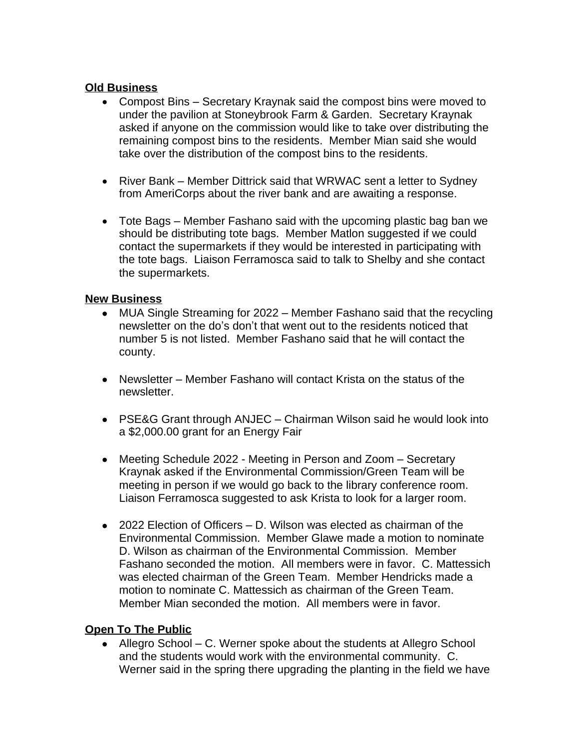**Old Business**

- Compost Bins – Secretary Kraynak said the compost bins were moved to under the pavilion at Stoneybrook Farm & Garden. Secretary Kraynak asked if anyone on the commission would like to take over distributing the remaining compost bins to the residents. Member Mian said she would take over the distribution of the compost bins to the residents.

- River Bank – Member Dittrick said that WRWAC sent a letter to Sydney from AmeriCorps about the river bank and are awaiting a response.

- Tote Bags – Member Fashano said with the upcoming plastic bag ban we should be distributing tote bags. Member Matlon suggested if we could contact the supermarkets if they would be interested in participating with the tote bags. Liaison Ferramosca said to talk to Shelby and she contact the supermarkets.

**New Business**

- MUA Single Streaming for 2022 – Member Fashano said that the recycling newsletter on the do's don't that went out to the residents noticed that number 5 is not listed. Member Fashano said that he will contact the county.

- Newsletter – Member Fashano will contact Krista on the status of the newsletter.

- PSE&G Grant through ANJEC – Chairman Wilson said he would look into a $2,000.00 grant for an Energy Fair

- Meeting Schedule 2022 - Meeting in Person and Zoom – Secretary Kraynak asked if the Environmental Commission/Green Team will be meeting in person if we would go back to the library conference room. Liaison Ferramosca suggested to ask Krista to look for a larger room.

- 2022 Election of Officers – D. Wilson was elected as chairman of the Environmental Commission. Member Glawe made a motion to nominate D. Wilson as chairman of the Environmental Commission. Member Fashano seconded the motion. All members were in favor. C. Mattessich was elected chairman of the Green Team. Member Hendricks made a motion to nominate C. Mattessich as chairman of the Green Team. Member Mian seconded the motion. All members were in favor.

**Open To The Public**

- Allegro School – C. Werner spoke about the students at Allegro School and the students would work with the environmental community. C. Werner said in the spring there upgrading the planting in the field we have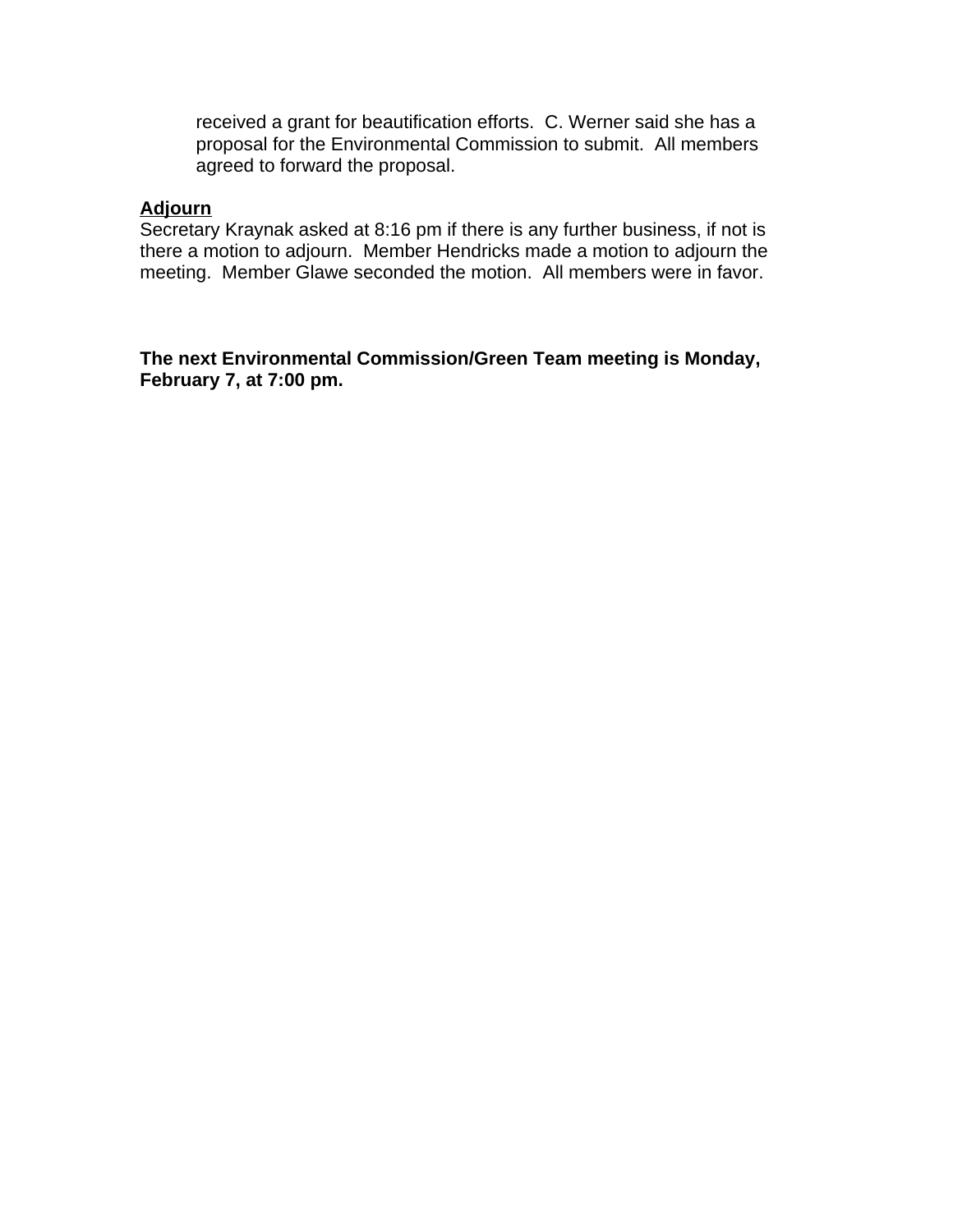received a grant for beautification efforts. C. Werner said she has a proposal for the Environmental Commission to submit. All members agreed to forward the proposal.

**Adjourn**

Secretary Kraynak asked at 8:16 pm if there is any further business, if not is there a motion to adjourn. Member Hendricks made a motion to adjourn the meeting. Member Glawe seconded the motion. All members were in favor.

**The next Environmental Commission/Green Team meeting is Monday, February 7, at 7:00 pm.**